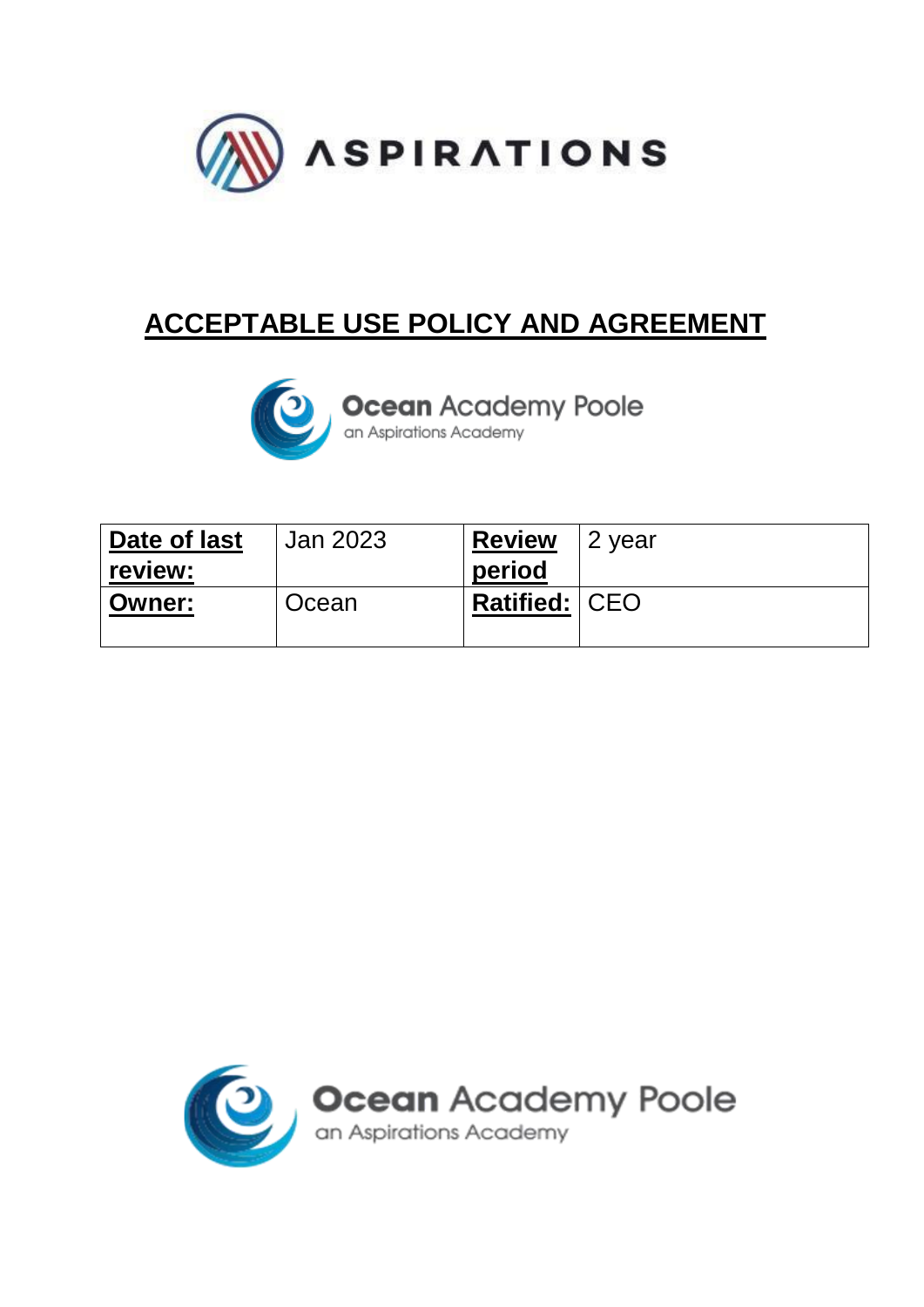ASPIRATIONS

# ACCEPTABLE USE POLICY AND AGREEMENT

**Ocean** Academy Poole
an Aspirations Academy

| **Date of last review:** | Jan 2023 | **Review period** | 2 year |
|---|---|---|---|
| **Owner:** | Ocean | **Ratified:** | CEO |

**Ocean** Academy Poole
an Aspirations Academy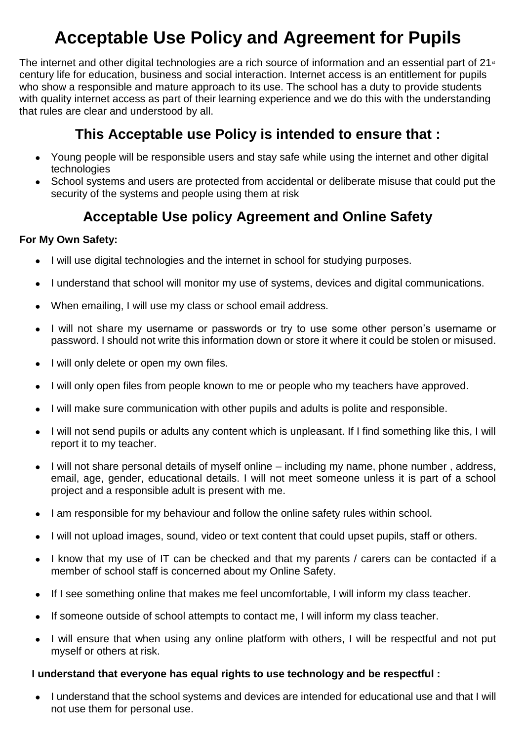# Acceptable Use Policy and Agreement for Pupils

The internet and other digital technologies are a rich source of information and an essential part of 21st century life for education, business and social interaction. Internet access is an entitlement for pupils who show a responsible and mature approach to its use. The school has a duty to provide students with quality internet access as part of their learning experience and we do this with the understanding that rules are clear and understood by all.

## This Acceptable use Policy is intended to ensure that :

- Young people will be responsible users and stay safe while using the internet and other digital technologies
- School systems and users are protected from accidental or deliberate misuse that could put the security of the systems and people using them at risk

## Acceptable Use policy Agreement and Online Safety

**For My Own Safety:**

- I will use digital technologies and the internet in school for studying purposes.
- I understand that school will monitor my use of systems, devices and digital communications.
- When emailing, I will use my class or school email address.
- I will not share my username or passwords or try to use some other person's username or password. I should not write this information down or store it where it could be stolen or misused.
- I will only delete or open my own files.
- I will only open files from people known to me or people who my teachers have approved.
- I will make sure communication with other pupils and adults is polite and responsible.
- I will not send pupils or adults any content which is unpleasant. If I find something like this, I will report it to my teacher.
- I will not share personal details of myself online – including my name, phone number , address, email, age, gender, educational details. I will not meet someone unless it is part of a school project and a responsible adult is present with me.
- I am responsible for my behaviour and follow the online safety rules within school.
- I will not upload images, sound, video or text content that could upset pupils, staff or others.
- I know that my use of IT can be checked and that my parents / carers can be contacted if a member of school staff is concerned about my Online Safety.
- If I see something online that makes me feel uncomfortable, I will inform my class teacher.
- If someone outside of school attempts to contact me, I will inform my class teacher.
- I will ensure that when using any online platform with others, I will be respectful and not put myself or others at risk.

**I understand that everyone has equal rights to use technology and be respectful :**

- I understand that the school systems and devices are intended for educational use and that I will not use them for personal use.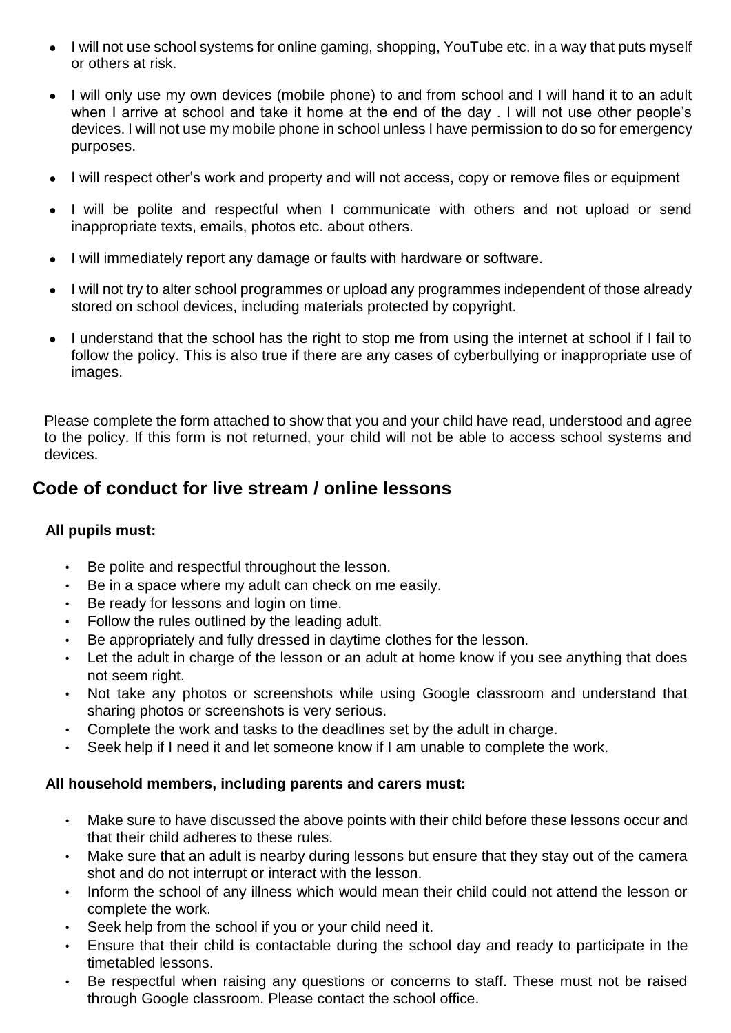- I will not use school systems for online gaming, shopping, YouTube etc. in a way that puts myself or others at risk.
- I will only use my own devices (mobile phone) to and from school and I will hand it to an adult when I arrive at school and take it home at the end of the day . I will not use other people's devices. I will not use my mobile phone in school unless I have permission to do so for emergency purposes.
- I will respect other's work and property and will not access, copy or remove files or equipment
- I will be polite and respectful when I communicate with others and not upload or send inappropriate texts, emails, photos etc. about others.
- I will immediately report any damage or faults with hardware or software.
- I will not try to alter school programmes or upload any programmes independent of those already stored on school devices, including materials protected by copyright.
- I understand that the school has the right to stop me from using the internet at school if I fail to follow the policy. This is also true if there are any cases of cyberbullying or inappropriate use of images.

Please complete the form attached to show that you and your child have read, understood and agree to the policy. If this form is not returned, your child will not be able to access school systems and devices.

## Code of conduct for live stream / online lessons

**All pupils must:**

- Be polite and respectful throughout the lesson.
- Be in a space where my adult can check on me easily.
- Be ready for lessons and login on time.
- Follow the rules outlined by the leading adult.
- Be appropriately and fully dressed in daytime clothes for the lesson.
- Let the adult in charge of the lesson or an adult at home know if you see anything that does not seem right.
- Not take any photos or screenshots while using Google classroom and understand that sharing photos or screenshots is very serious.
- Complete the work and tasks to the deadlines set by the adult in charge.
- Seek help if I need it and let someone know if I am unable to complete the work.

**All household members, including parents and carers must:**

- Make sure to have discussed the above points with their child before these lessons occur and that their child adheres to these rules.
- Make sure that an adult is nearby during lessons but ensure that they stay out of the camera shot and do not interrupt or interact with the lesson.
- Inform the school of any illness which would mean their child could not attend the lesson or complete the work.
- Seek help from the school if you or your child need it.
- Ensure that their child is contactable during the school day and ready to participate in the timetabled lessons.
- Be respectful when raising any questions or concerns to staff. These must not be raised through Google classroom. Please contact the school office.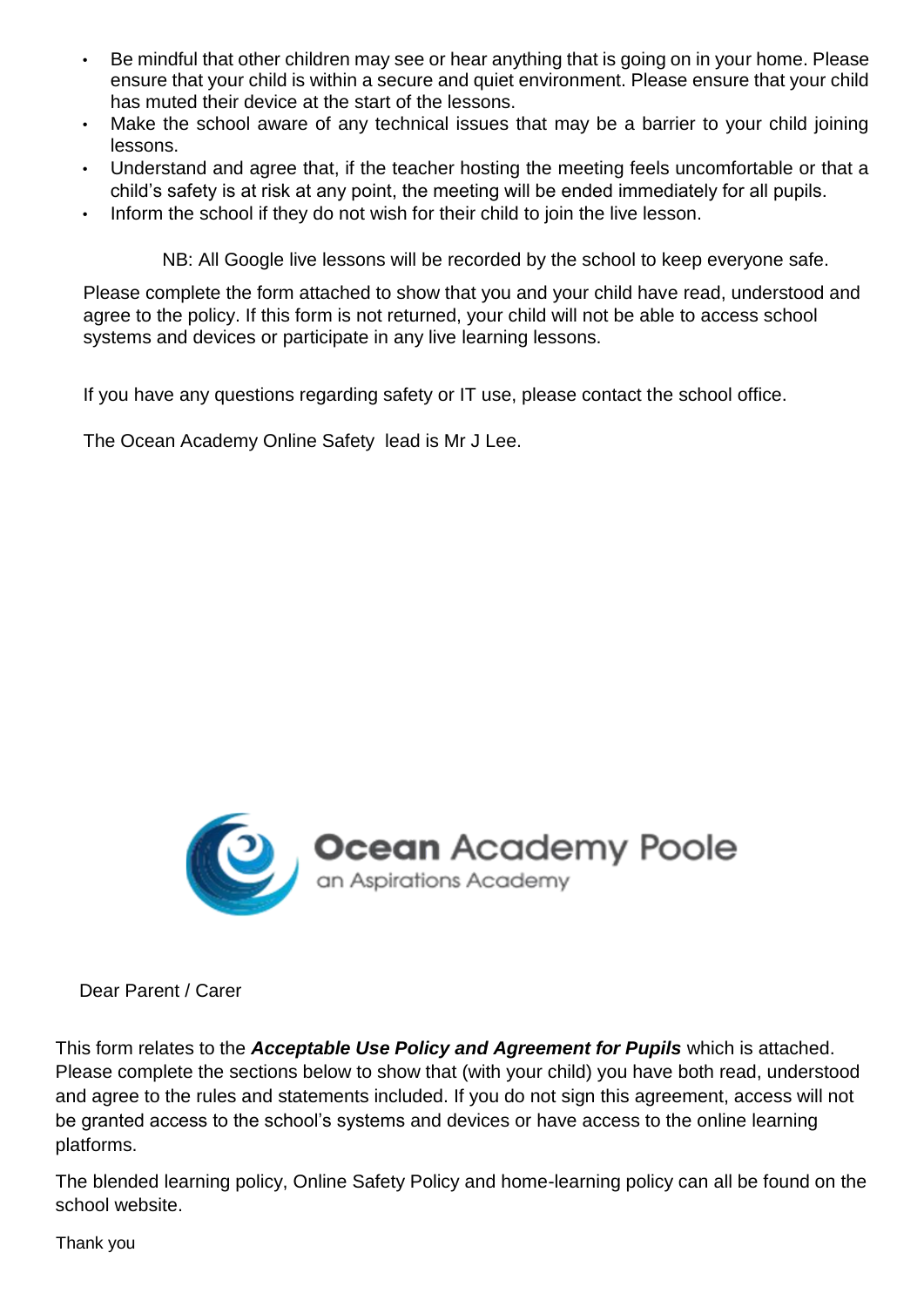- Be mindful that other children may see or hear anything that is going on in your home. Please ensure that your child is within a secure and quiet environment. Please ensure that your child has muted their device at the start of the lessons.
- Make the school aware of any technical issues that may be a barrier to your child joining lessons.
- Understand and agree that, if the teacher hosting the meeting feels uncomfortable or that a child's safety is at risk at any point, the meeting will be ended immediately for all pupils.
- Inform the school if they do not wish for their child to join the live lesson.

NB: All Google live lessons will be recorded by the school to keep everyone safe.

Please complete the form attached to show that you and your child have read, understood and agree to the policy. If this form is not returned, your child will not be able to access school systems and devices or participate in any live learning lessons.

If you have any questions regarding safety or IT use, please contact the school office.

The Ocean Academy Online Safety lead is Mr J Lee.

**Ocean** Academy Poole

an Aspirations Academy

Dear Parent / Carer

This form relates to the ***Acceptable Use Policy and Agreement for Pupils*** which is attached. Please complete the sections below to show that (with your child) you have both read, understood and agree to the rules and statements included. If you do not sign this agreement, access will not be granted access to the school's systems and devices or have access to the online learning platforms.

The blended learning policy, Online Safety Policy and home-learning policy can all be found on the school website.

Thank you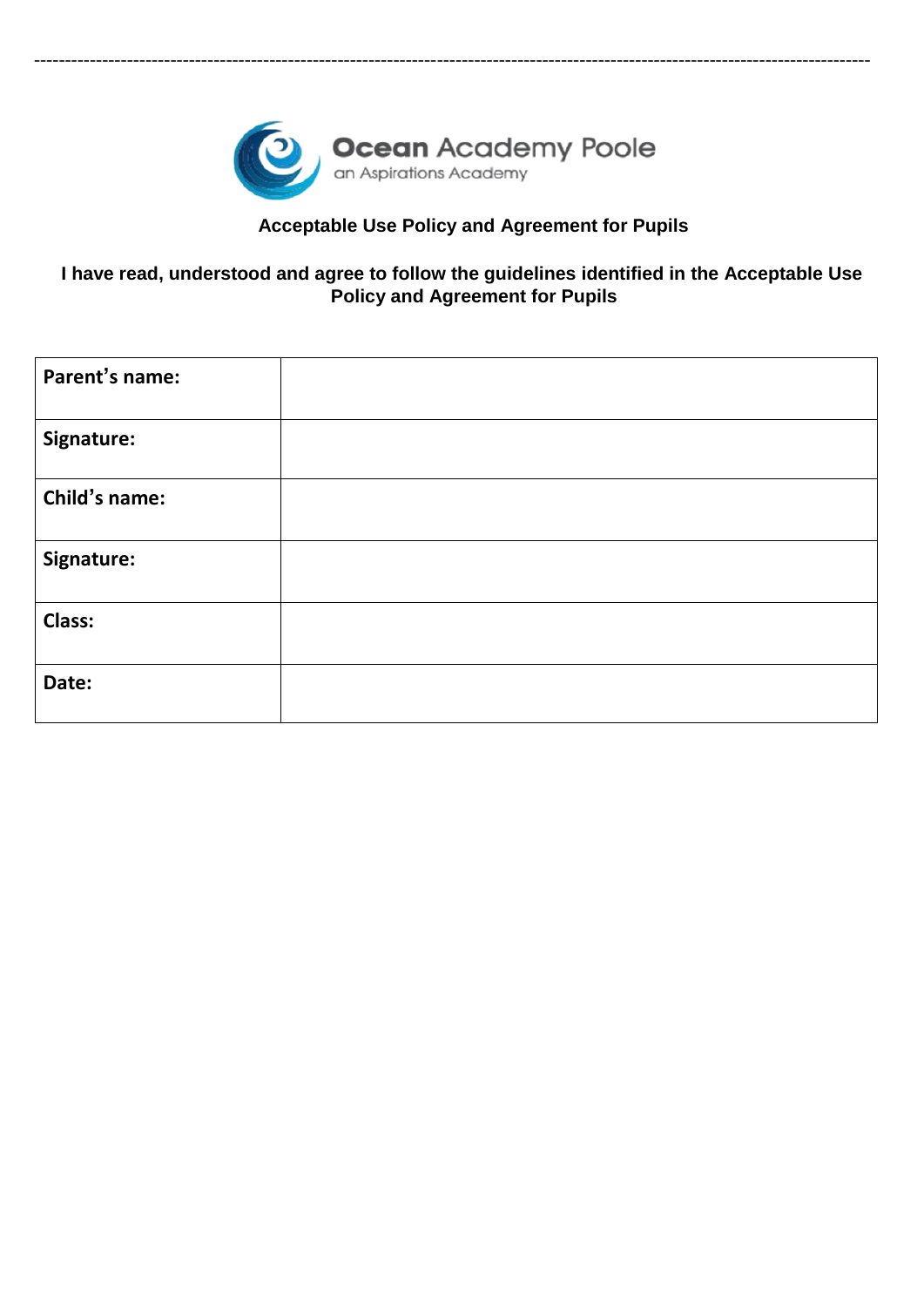------------------------------------------------------------------------------------------------------------------------------------

Ocean Academy Poole
an Aspirations Academy

**Acceptable Use Policy and Agreement for Pupils**

**I have read, understood and agree to follow the guidelines identified in the Acceptable Use Policy and Agreement for Pupils**

| | |
|---|---|
| **Parent's name:** | |
| **Signature:** | |
| **Child's name:** | |
| **Signature:** | |
| **Class:** | |
| **Date:** | |